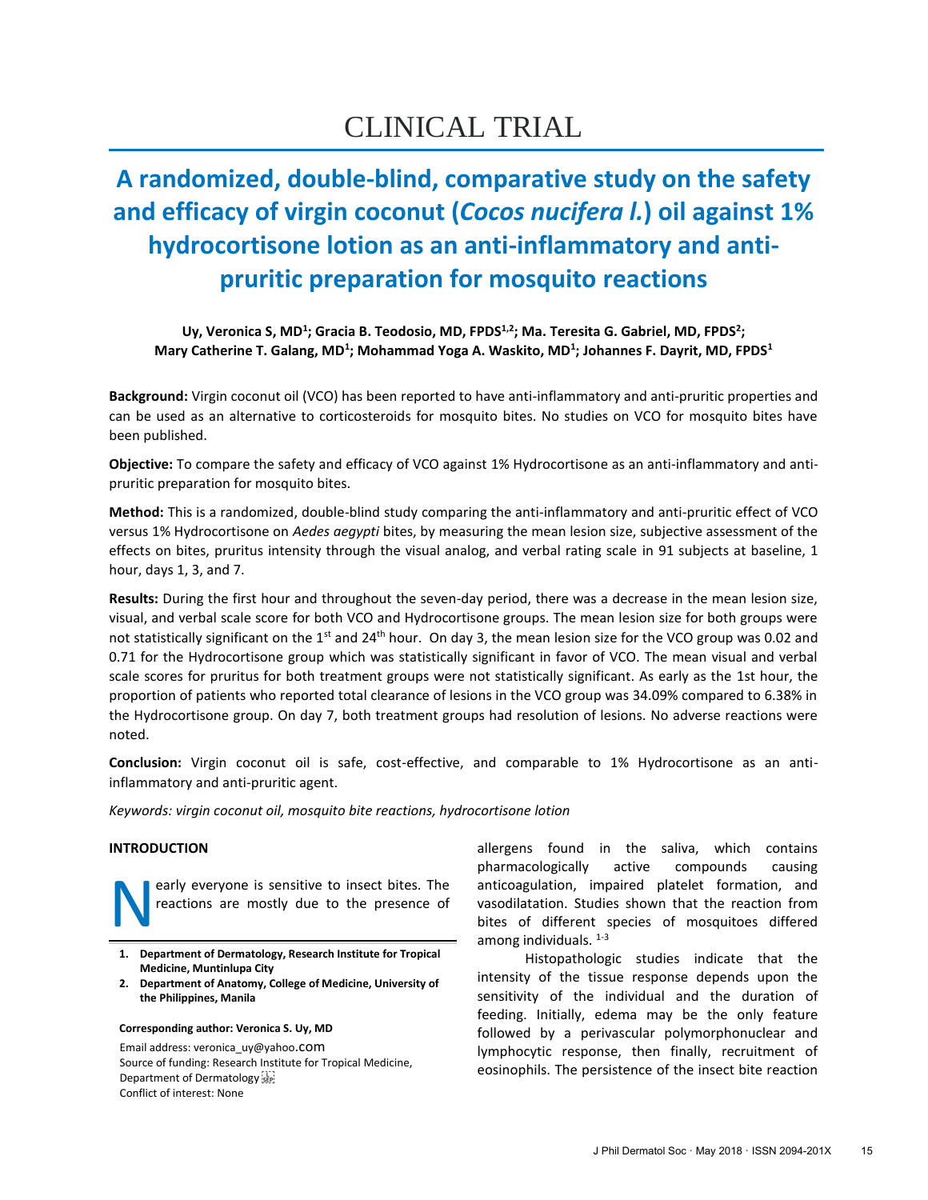CLINICAL TRIAL

# A randomized, double-blind, comparative study on the safety and efficacy of virgin coconut (*Cocos nucifera l.*) oil against 1% hydrocortisone lotion as an anti-inflammatory and anti-pruritic preparation for mosquito reactions

**Uy, Veronica S, MD[1]; Gracia B. Teodosio, MD, FPDS[1,2]; Ma. Teresita G. Gabriel, MD, FPDS[2]; Mary Catherine T. Galang, MD[1]; Mohammad Yoga A. Waskito, MD[1]; Johannes F. Dayrit, MD, FPDS[1]**

**Background:** Virgin coconut oil (VCO) has been reported to have anti-inflammatory and anti-pruritic properties and can be used as an alternative to corticosteroids for mosquito bites. No studies on VCO for mosquito bites have been published.

**Objective:** To compare the safety and efficacy of VCO against 1% Hydrocortisone as an anti-inflammatory and anti-pruritic preparation for mosquito bites.

**Method:** This is a randomized, double-blind study comparing the anti-inflammatory and anti-pruritic effect of VCO versus 1% Hydrocortisone on *Aedes aegypti* bites, by measuring the mean lesion size, subjective assessment of the effects on bites, pruritus intensity through the visual analog, and verbal rating scale in 91 subjects at baseline, 1 hour, days 1, 3, and 7.

**Results:** During the first hour and throughout the seven-day period, there was a decrease in the mean lesion size, visual, and verbal scale score for both VCO and Hydrocortisone groups. The mean lesion size for both groups were not statistically significant on the 1st and 24th hour. On day 3, the mean lesion size for the VCO group was 0.02 and 0.71 for the Hydrocortisone group which was statistically significant in favor of VCO. The mean visual and verbal scale scores for pruritus for both treatment groups were not statistically significant. As early as the 1st hour, the proportion of patients who reported total clearance of lesions in the VCO group was 34.09% compared to 6.38% in the Hydrocortisone group. On day 7, both treatment groups had resolution of lesions. No adverse reactions were noted.

**Conclusion:** Virgin coconut oil is safe, cost-effective, and comparable to 1% Hydrocortisone as an anti-inflammatory and anti-pruritic agent.

*Keywords: virgin coconut oil, mosquito bite reactions, hydrocortisone lotion*

## INTRODUCTION

Nearly everyone is sensitive to insect bites. The reactions are mostly due to the presence of allergens found in the saliva, which contains pharmacologically active compounds causing anticoagulation, impaired platelet formation, and vasodilatation. Studies shown that the reaction from bites of different species of mosquitoes differed among individuals. [1-3]

Histopathologic studies indicate that the intensity of the tissue response depends upon the sensitivity of the individual and the duration of feeding. Initially, edema may be the only feature followed by a perivascular polymorphonuclear and lymphocytic response, then finally, recruitment of eosinophils. The persistence of the insect bite reaction

1. **Department of Dermatology, Research Institute for Tropical Medicine, Muntinlupa City**
2. **Department of Anatomy, College of Medicine, University of the Philippines, Manila**

**Corresponding author: Veronica S. Uy, MD**

Email address: veronica_uy@yahoo.com
Source of funding: Research Institute for Tropical Medicine, Department of Dermatology
Conflict of interest: None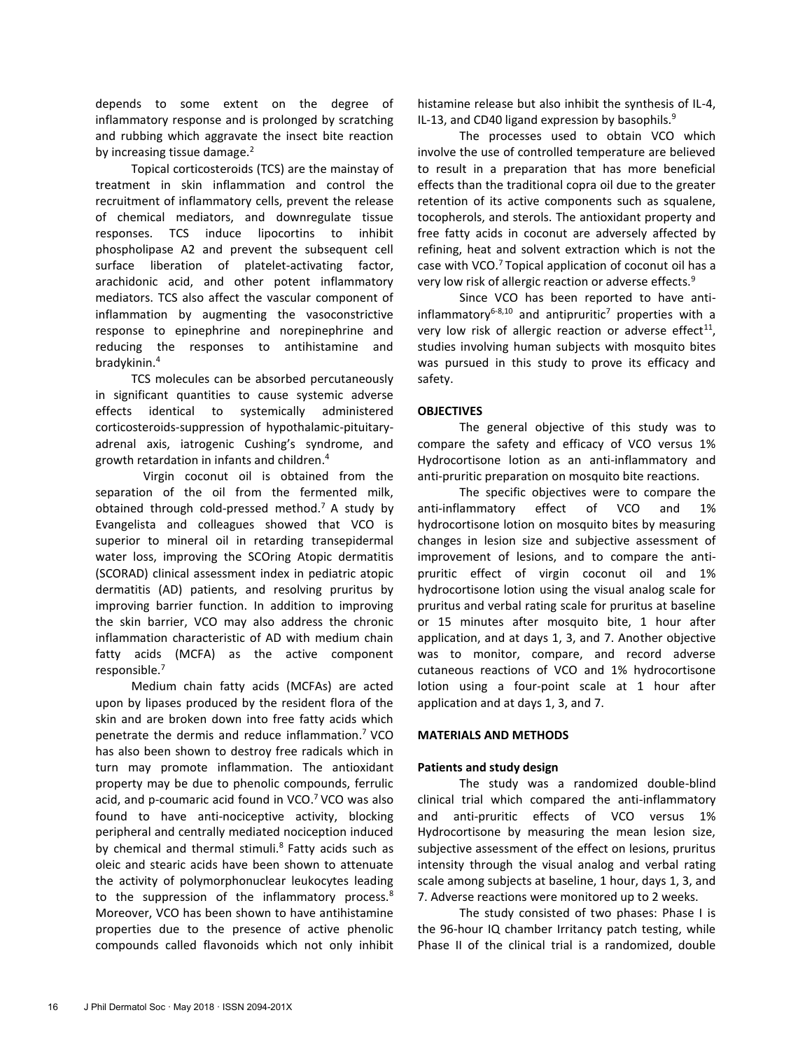depends to some extent on the degree of inflammatory response and is prolonged by scratching and rubbing which aggravate the insect bite reaction by increasing tissue damage.[2]

Topical corticosteroids (TCS) are the mainstay of treatment in skin inflammation and control the recruitment of inflammatory cells, prevent the release of chemical mediators, and downregulate tissue responses. TCS induce lipocortins to inhibit phospholipase A2 and prevent the subsequent cell surface liberation of platelet-activating factor, arachidonic acid, and other potent inflammatory mediators. TCS also affect the vascular component of inflammation by augmenting the vasoconstrictive response to epinephrine and norepinephrine and reducing the responses to antihistamine and bradykinin.[4]

TCS molecules can be absorbed percutaneously in significant quantities to cause systemic adverse effects identical to systemically administered corticosteroids-suppression of hypothalamic-pituitary-adrenal axis, iatrogenic Cushing's syndrome, and growth retardation in infants and children.[4]

Virgin coconut oil is obtained from the separation of the oil from the fermented milk, obtained through cold-pressed method.[7] A study by Evangelista and colleagues showed that VCO is superior to mineral oil in retarding transepidermal water loss, improving the SCOring Atopic dermatitis (SCORAD) clinical assessment index in pediatric atopic dermatitis (AD) patients, and resolving pruritus by improving barrier function. In addition to improving the skin barrier, VCO may also address the chronic inflammation characteristic of AD with medium chain fatty acids (MCFA) as the active component responsible.[7]

Medium chain fatty acids (MCFAs) are acted upon by lipases produced by the resident flora of the skin and are broken down into free fatty acids which penetrate the dermis and reduce inflammation.[7] VCO has also been shown to destroy free radicals which in turn may promote inflammation. The antioxidant property may be due to phenolic compounds, ferrulic acid, and p-coumaric acid found in VCO.[7] VCO was also found to have anti-nociceptive activity, blocking peripheral and centrally mediated nociception induced by chemical and thermal stimuli.[8] Fatty acids such as oleic and stearic acids have been shown to attenuate the activity of polymorphonuclear leukocytes leading to the suppression of the inflammatory process.[8] Moreover, VCO has been shown to have antihistamine properties due to the presence of active phenolic compounds called flavonoids which not only inhibit histamine release but also inhibit the synthesis of IL-4, IL-13, and CD40 ligand expression by basophils.[9]

The processes used to obtain VCO which involve the use of controlled temperature are believed to result in a preparation that has more beneficial effects than the traditional copra oil due to the greater retention of its active components such as squalene, tocopherols, and sterols. The antioxidant property and free fatty acids in coconut are adversely affected by refining, heat and solvent extraction which is not the case with VCO.[7] Topical application of coconut oil has a very low risk of allergic reaction or adverse effects.[9]

Since VCO has been reported to have anti-inflammatory[6-8,10] and antipruritic[7] properties with a very low risk of allergic reaction or adverse effect[11], studies involving human subjects with mosquito bites was pursued in this study to prove its efficacy and safety.

## OBJECTIVES

The general objective of this study was to compare the safety and efficacy of VCO versus 1% Hydrocortisone lotion as an anti-inflammatory and anti-pruritic preparation on mosquito bite reactions.

The specific objectives were to compare the anti-inflammatory effect of VCO and 1% hydrocortisone lotion on mosquito bites by measuring changes in lesion size and subjective assessment of improvement of lesions, and to compare the anti-pruritic effect of virgin coconut oil and 1% hydrocortisone lotion using the visual analog scale for pruritus and verbal rating scale for pruritus at baseline or 15 minutes after mosquito bite, 1 hour after application, and at days 1, 3, and 7. Another objective was to monitor, compare, and record adverse cutaneous reactions of VCO and 1% hydrocortisone lotion using a four-point scale at 1 hour after application and at days 1, 3, and 7.

## MATERIALS AND METHODS

### Patients and study design

The study was a randomized double-blind clinical trial which compared the anti-inflammatory and anti-pruritic effects of VCO versus 1% Hydrocortisone by measuring the mean lesion size, subjective assessment of the effect on lesions, pruritus intensity through the visual analog and verbal rating scale among subjects at baseline, 1 hour, days 1, 3, and 7. Adverse reactions were monitored up to 2 weeks.

The study consisted of two phases: Phase I is the 96-hour IQ chamber Irritancy patch testing, while Phase II of the clinical trial is a randomized, double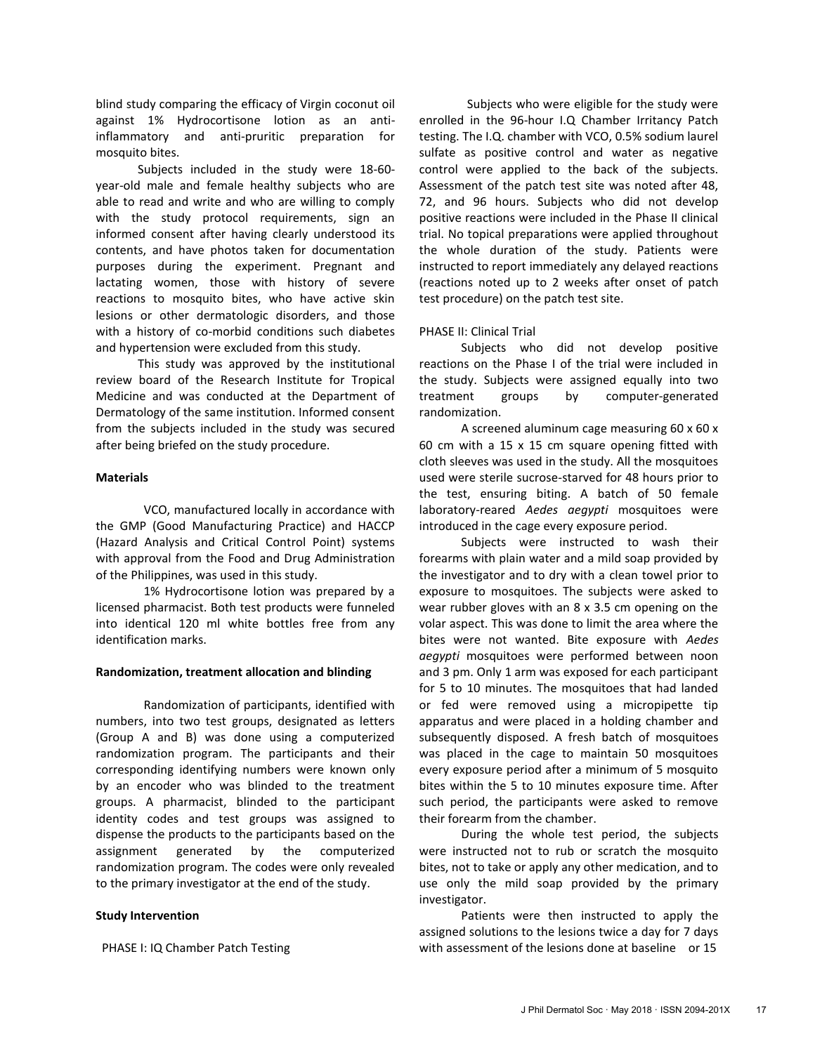blind study comparing the efficacy of Virgin coconut oil against 1% Hydrocortisone lotion as an anti-inflammatory and anti-pruritic preparation for mosquito bites.

Subjects included in the study were 18-60-year-old male and female healthy subjects who are able to read and write and who are willing to comply with the study protocol requirements, sign an informed consent after having clearly understood its contents, and have photos taken for documentation purposes during the experiment. Pregnant and lactating women, those with history of severe reactions to mosquito bites, who have active skin lesions or other dermatologic disorders, and those with a history of co-morbid conditions such diabetes and hypertension were excluded from this study.

This study was approved by the institutional review board of the Research Institute for Tropical Medicine and was conducted at the Department of Dermatology of the same institution. Informed consent from the subjects included in the study was secured after being briefed on the study procedure.

**Materials**

VCO, manufactured locally in accordance with the GMP (Good Manufacturing Practice) and HACCP (Hazard Analysis and Critical Control Point) systems with approval from the Food and Drug Administration of the Philippines, was used in this study.

1% Hydrocortisone lotion was prepared by a licensed pharmacist. Both test products were funneled into identical 120 ml white bottles free from any identification marks.

**Randomization, treatment allocation and blinding**

Randomization of participants, identified with numbers, into two test groups, designated as letters (Group A and B) was done using a computerized randomization program. The participants and their corresponding identifying numbers were known only by an encoder who was blinded to the treatment groups. A pharmacist, blinded to the participant identity codes and test groups was assigned to dispense the products to the participants based on the assignment generated by the computerized randomization program. The codes were only revealed to the primary investigator at the end of the study.

**Study Intervention**

PHASE I: IQ Chamber Patch Testing

Subjects who were eligible for the study were enrolled in the 96-hour I.Q Chamber Irritancy Patch testing. The I.Q. chamber with VCO, 0.5% sodium laurel sulfate as positive control and water as negative control were applied to the back of the subjects. Assessment of the patch test site was noted after 48, 72, and 96 hours. Subjects who did not develop positive reactions were included in the Phase II clinical trial. No topical preparations were applied throughout the whole duration of the study. Patients were instructed to report immediately any delayed reactions (reactions noted up to 2 weeks after onset of patch test procedure) on the patch test site.

PHASE II: Clinical Trial

Subjects who did not develop positive reactions on the Phase I of the trial were included in the study. Subjects were assigned equally into two treatment groups by computer-generated randomization.

A screened aluminum cage measuring 60 x 60 x 60 cm with a 15 x 15 cm square opening fitted with cloth sleeves was used in the study. All the mosquitoes used were sterile sucrose-starved for 48 hours prior to the test, ensuring biting. A batch of 50 female laboratory-reared *Aedes aegypti* mosquitoes were introduced in the cage every exposure period.

Subjects were instructed to wash their forearms with plain water and a mild soap provided by the investigator and to dry with a clean towel prior to exposure to mosquitoes. The subjects were asked to wear rubber gloves with an 8 x 3.5 cm opening on the volar aspect. This was done to limit the area where the bites were not wanted. Bite exposure with *Aedes aegypti* mosquitoes were performed between noon and 3 pm. Only 1 arm was exposed for each participant for 5 to 10 minutes. The mosquitoes that had landed or fed were removed using a micropipette tip apparatus and were placed in a holding chamber and subsequently disposed. A fresh batch of mosquitoes was placed in the cage to maintain 50 mosquitoes every exposure period after a minimum of 5 mosquito bites within the 5 to 10 minutes exposure time. After such period, the participants were asked to remove their forearm from the chamber.

During the whole test period, the subjects were instructed not to rub or scratch the mosquito bites, not to take or apply any other medication, and to use only the mild soap provided by the primary investigator.

Patients were then instructed to apply the assigned solutions to the lesions twice a day for 7 days with assessment of the lesions done at baseline or 15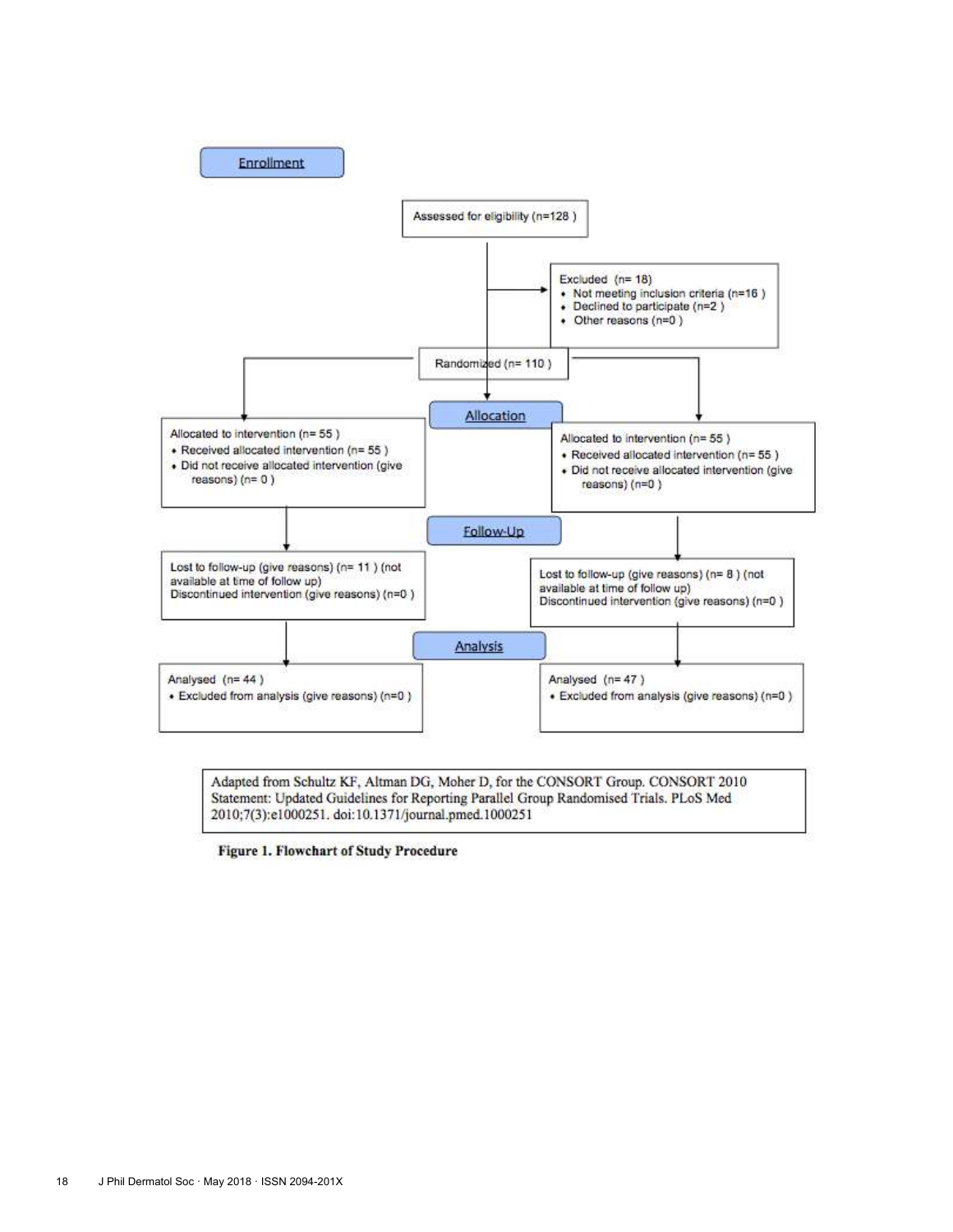**Enrollment**

Assessed for eligibility (n=128 )

Excluded (n= 18)
- Not meeting inclusion criteria (n=16 )
- Declined to participate (n=2 )
- Other reasons (n=0 )

Randomized (n= 110 )

**Allocation**

Allocated to intervention (n= 55 )
- Received allocated intervention (n= 55 )
- Did not receive allocated intervention (give reasons) (n= 0 )

Allocated to intervention (n= 55 )
- Received allocated intervention (n= 55 )
- Did not receive allocated intervention (give reasons) (n=0 )

**Follow-Up**

Lost to follow-up (give reasons) (n= 11 ) (not available at time of follow up)
Discontinued intervention (give reasons) (n=0 )

Lost to follow-up (give reasons) (n= 8 ) (not available at time of follow up)
Discontinued intervention (give reasons) (n=0 )

**Analysis**

Analysed (n= 44 )
- Excluded from analysis (give reasons) (n=0 )

Analysed (n= 47 )
- Excluded from analysis (give reasons) (n=0 )

Adapted from Schultz KF, Altman DG, Moher D, for the CONSORT Group. CONSORT 2010 Statement: Updated Guidelines for Reporting Parallel Group Randomised Trials. PLoS Med 2010;7(3):e1000251. doi:10.1371/journal.pmed.1000251

**Figure 1. Flowchart of Study Procedure**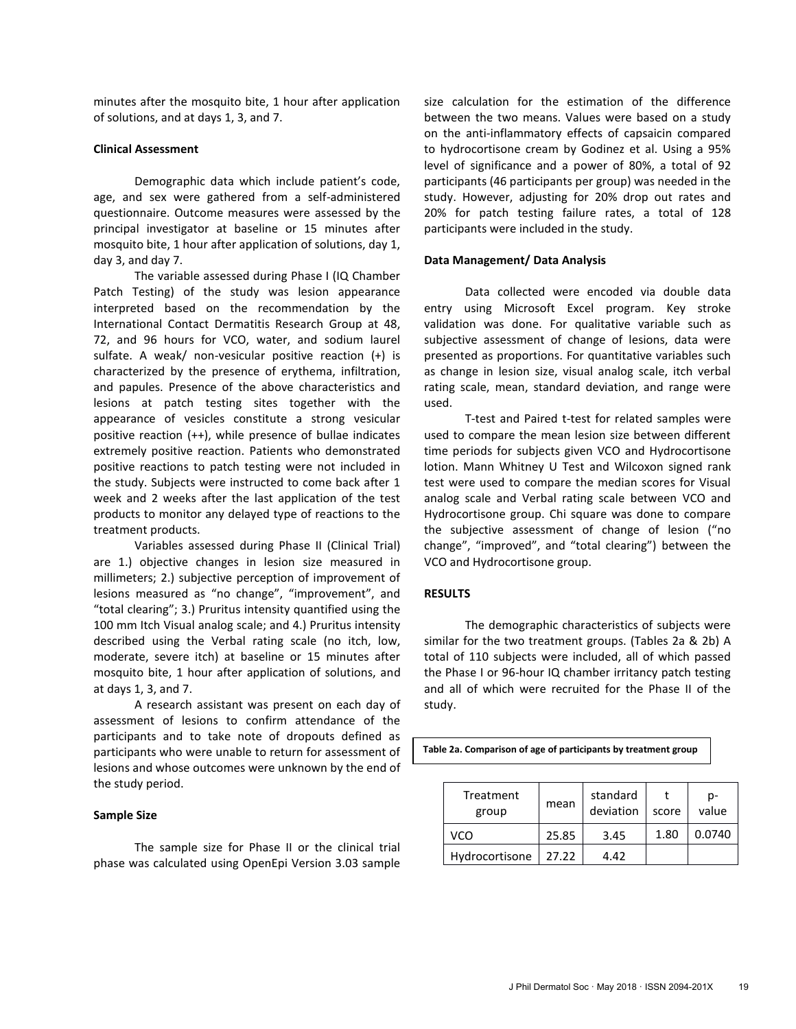minutes after the mosquito bite, 1 hour after application of solutions, and at days 1, 3, and 7.

### Clinical Assessment

Demographic data which include patient's code, age, and sex were gathered from a self-administered questionnaire. Outcome measures were assessed by the principal investigator at baseline or 15 minutes after mosquito bite, 1 hour after application of solutions, day 1, day 3, and day 7.

The variable assessed during Phase I (IQ Chamber Patch Testing) of the study was lesion appearance interpreted based on the recommendation by the International Contact Dermatitis Research Group at 48, 72, and 96 hours for VCO, water, and sodium laurel sulfate. A weak/ non-vesicular positive reaction (+) is characterized by the presence of erythema, infiltration, and papules. Presence of the above characteristics and lesions at patch testing sites together with the appearance of vesicles constitute a strong vesicular positive reaction (++), while presence of bullae indicates extremely positive reaction. Patients who demonstrated positive reactions to patch testing were not included in the study. Subjects were instructed to come back after 1 week and 2 weeks after the last application of the test products to monitor any delayed type of reactions to the treatment products.

Variables assessed during Phase II (Clinical Trial) are 1.) objective changes in lesion size measured in millimeters; 2.) subjective perception of improvement of lesions measured as "no change", "improvement", and "total clearing"; 3.) Pruritus intensity quantified using the 100 mm Itch Visual analog scale; and 4.) Pruritus intensity described using the Verbal rating scale (no itch, low, moderate, severe itch) at baseline or 15 minutes after mosquito bite, 1 hour after application of solutions, and at days 1, 3, and 7.

A research assistant was present on each day of assessment of lesions to confirm attendance of the participants and to take note of dropouts defined as participants who were unable to return for assessment of lesions and whose outcomes were unknown by the end of the study period.

### Sample Size

The sample size for Phase II or the clinical trial phase was calculated using OpenEpi Version 3.03 sample size calculation for the estimation of the difference between the two means. Values were based on a study on the anti-inflammatory effects of capsaicin compared to hydrocortisone cream by Godinez et al. Using a 95% level of significance and a power of 80%, a total of 92 participants (46 participants per group) was needed in the study. However, adjusting for 20% drop out rates and 20% for patch testing failure rates, a total of 128 participants were included in the study.

### Data Management/ Data Analysis

Data collected were encoded via double data entry using Microsoft Excel program. Key stroke validation was done. For qualitative variable such as subjective assessment of change of lesions, data were presented as proportions. For quantitative variables such as change in lesion size, visual analog scale, itch verbal rating scale, mean, standard deviation, and range were used.

T-test and Paired t-test for related samples were used to compare the mean lesion size between different time periods for subjects given VCO and Hydrocortisone lotion. Mann Whitney U Test and Wilcoxon signed rank test were used to compare the median scores for Visual analog scale and Verbal rating scale between VCO and Hydrocortisone group. Chi square was done to compare the subjective assessment of change of lesion ("no change", "improved", and "total clearing") between the VCO and Hydrocortisone group.

### RESULTS

The demographic characteristics of subjects were similar for the two treatment groups. (Tables 2a & 2b) A total of 110 subjects were included, all of which passed the Phase I or 96-hour IQ chamber irritancy patch testing and all of which were recruited for the Phase II of the study.

**Table 2a. Comparison of age of participants by treatment group**

| Treatment group | mean | standard deviation | t score | p-value |
|---|---|---|---|---|
| VCO | 25.85 | 3.45 | 1.80 | 0.0740 |
| Hydrocortisone | 27.22 | 4.42 | | |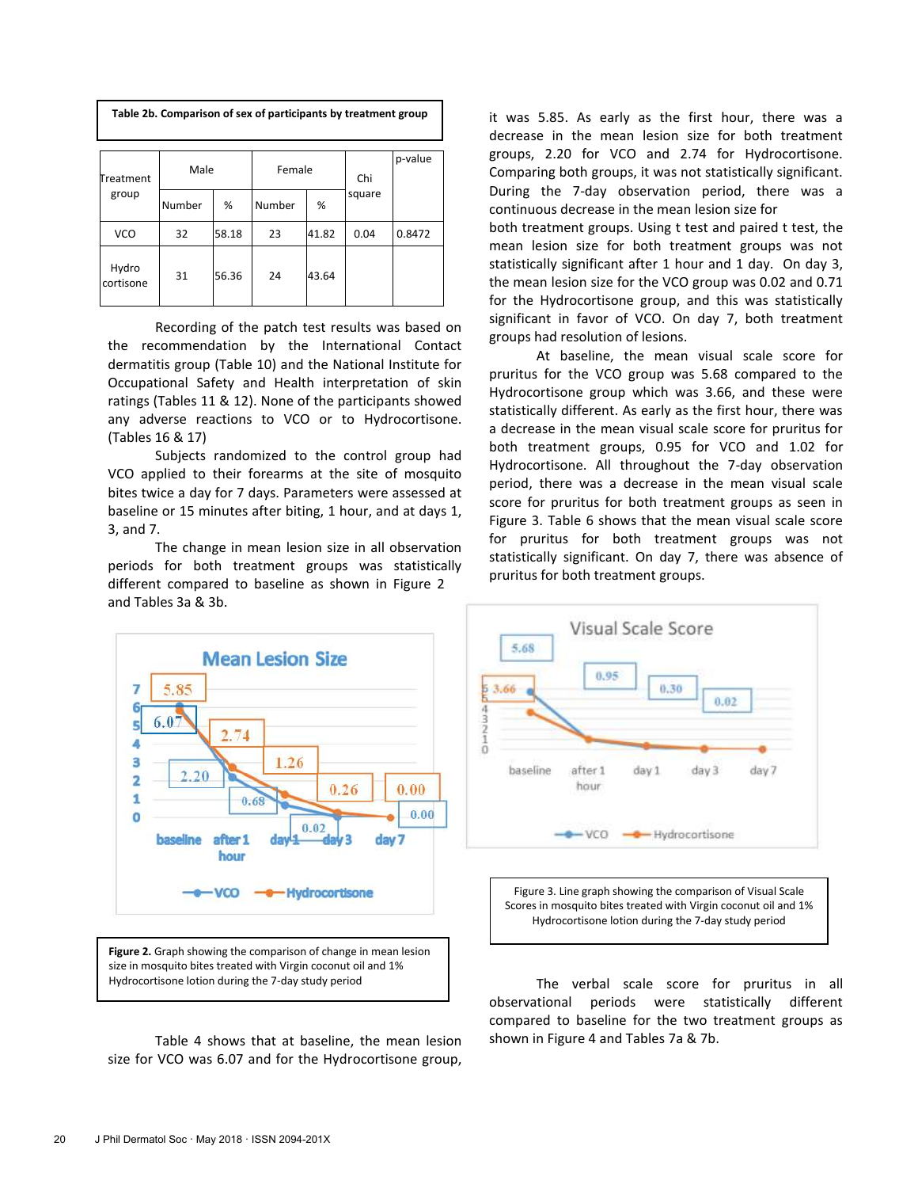**Table 2b. Comparison of sex of participants by treatment group**

| Treatment group | Male | | Female | | Chi square | p-value |
|---|---|---|---|---|---|---|
| | Number | % | Number | % | | |
| VCO | 32 | 58.18 | 23 | 41.82 | 0.04 | 0.8472 |
| Hydro cortisone | 31 | 56.36 | 24 | 43.64 | | |

Recording of the patch test results was based on the recommendation by the International Contact dermatitis group (Table 10) and the National Institute for Occupational Safety and Health interpretation of skin ratings (Tables 11 & 12). None of the participants showed any adverse reactions to VCO or to Hydrocortisone. (Tables 16 & 17)

Subjects randomized to the control group had VCO applied to their forearms at the site of mosquito bites twice a day for 7 days. Parameters were assessed at baseline or 15 minutes after biting, 1 hour, and at days 1, 3, and 7.

The change in mean lesion size in all observation periods for both treatment groups was statistically different compared to baseline as shown in Figure 2 and Tables 3a & 3b.

Figure 2. Graph showing the comparison of change in mean lesion size in mosquito bites treated with Virgin coconut oil and 1% Hydrocortisone lotion during the 7-day study period

Table 4 shows that at baseline, the mean lesion size for VCO was 6.07 and for the Hydrocortisone group, it was 5.85. As early as the first hour, there was a decrease in the mean lesion size for both treatment groups, 2.20 for VCO and 2.74 for Hydrocortisone. Comparing both groups, it was not statistically significant. During the 7-day observation period, there was a continuous decrease in the mean lesion size for both treatment groups. Using t test and paired t test, the mean lesion size for both treatment groups was not statistically significant after 1 hour and 1 day. On day 3, the mean lesion size for the VCO group was 0.02 and 0.71 for the Hydrocortisone group, and this was statistically significant in favor of VCO. On day 7, both treatment groups had resolution of lesions.

At baseline, the mean visual scale score for pruritus for the VCO group was 5.68 compared to the Hydrocortisone group which was 3.66, and these were statistically different. As early as the first hour, there was a decrease in the mean visual scale score for pruritus for both treatment groups, 0.95 for VCO and 1.02 for Hydrocortisone. All throughout the 7-day observation period, there was a decrease in the mean visual scale score for pruritus for both treatment groups as seen in Figure 3. Table 6 shows that the mean visual scale score for pruritus for both treatment groups was not statistically significant. On day 7, there was absence of pruritus for both treatment groups.

Figure 3. Line graph showing the comparison of Visual Scale Scores in mosquito bites treated with Virgin coconut oil and 1% Hydrocortisone lotion during the 7-day study period

The verbal scale score for pruritus in all observational periods were statistically different compared to baseline for the two treatment groups as shown in Figure 4 and Tables 7a & 7b.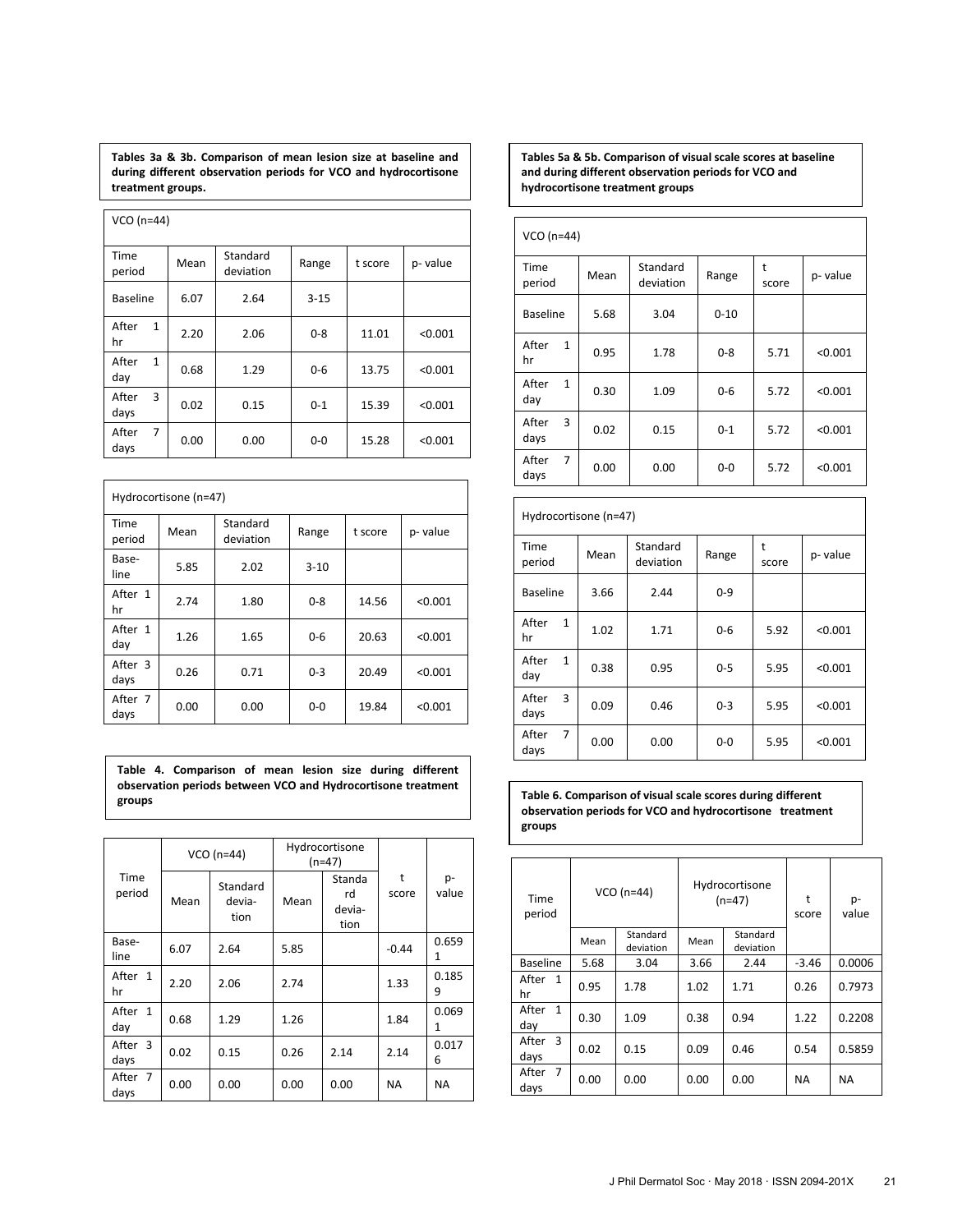**Tables 3a & 3b. Comparison of mean lesion size at baseline and during different observation periods for VCO and hydrocortisone treatment groups.**

| VCO (n=44) | | | | | |
|---|---|---|---|---|---|
| Time period | Mean | Standard deviation | Range | t score | p- value |
| Baseline | 6.07 | 2.64 | 3-15 | | |
| After 1 hr | 2.20 | 2.06 | 0-8 | 11.01 | <0.001 |
| After 1 day | 0.68 | 1.29 | 0-6 | 13.75 | <0.001 |
| After 3 days | 0.02 | 0.15 | 0-1 | 15.39 | <0.001 |
| After 7 days | 0.00 | 0.00 | 0-0 | 15.28 | <0.001 |

| Hydrocortisone (n=47) | | | | | |
|---|---|---|---|---|---|
| Time period | Mean | Standard deviation | Range | t score | p- value |
| Base-line | 5.85 | 2.02 | 3-10 | | |
| After 1 hr | 2.74 | 1.80 | 0-8 | 14.56 | <0.001 |
| After 1 day | 1.26 | 1.65 | 0-6 | 20.63 | <0.001 |
| After 3 days | 0.26 | 0.71 | 0-3 | 20.49 | <0.001 |
| After 7 days | 0.00 | 0.00 | 0-0 | 19.84 | <0.001 |

**Table 4. Comparison of mean lesion size during different observation periods between VCO and Hydrocortisone treatment groups**

| Time period | VCO (n=44) | | Hydrocortisone (n=47) | | t score | p-value |
|---|---|---|---|---|---|---|
| | Mean | Standard devia-tion | Mean | Standard devia-tion | | |
| Base-line | 6.07 | 2.64 | 5.85 | | -0.44 | 0.6591 |
| After 1 hr | 2.20 | 2.06 | 2.74 | | 1.33 | 0.1859 |
| After 1 day | 0.68 | 1.29 | 1.26 | | 1.84 | 0.0691 |
| After 3 days | 0.02 | 0.15 | 0.26 | 2.14 | 2.14 | 0.0176 |
| After 7 days | 0.00 | 0.00 | 0.00 | 0.00 | NA | NA |

**Tables 5a & 5b. Comparison of visual scale scores at baseline and during different observation periods for VCO and hydrocortisone treatment groups**

| VCO (n=44) | | | | | |
|---|---|---|---|---|---|
| Time period | Mean | Standard deviation | Range | t score | p- value |
| Baseline | 5.68 | 3.04 | 0-10 | | |
| After 1 hr | 0.95 | 1.78 | 0-8 | 5.71 | <0.001 |
| After 1 day | 0.30 | 1.09 | 0-6 | 5.72 | <0.001 |
| After 3 days | 0.02 | 0.15 | 0-1 | 5.72 | <0.001 |
| After 7 days | 0.00 | 0.00 | 0-0 | 5.72 | <0.001 |

| Hydrocortisone (n=47) | | | | | |
|---|---|---|---|---|---|
| Time period | Mean | Standard deviation | Range | t score | p- value |
| Baseline | 3.66 | 2.44 | 0-9 | | |
| After 1 hr | 1.02 | 1.71 | 0-6 | 5.92 | <0.001 |
| After 1 day | 0.38 | 0.95 | 0-5 | 5.95 | <0.001 |
| After 3 days | 0.09 | 0.46 | 0-3 | 5.95 | <0.001 |
| After 7 days | 0.00 | 0.00 | 0-0 | 5.95 | <0.001 |

**Table 6. Comparison of visual scale scores during different observation periods for VCO and hydrocortisone treatment groups**

| Time period | VCO (n=44) | | Hydrocortisone (n=47) | | t score | p-value |
|---|---|---|---|---|---|---|
| | Mean | Standard deviation | Mean | Standard deviation | | |
| Baseline | 5.68 | 3.04 | 3.66 | 2.44 | -3.46 | 0.0006 |
| After 1 hr | 0.95 | 1.78 | 1.02 | 1.71 | 0.26 | 0.7973 |
| After 1 day | 0.30 | 1.09 | 0.38 | 0.94 | 1.22 | 0.2208 |
| After 3 days | 0.02 | 0.15 | 0.09 | 0.46 | 0.54 | 0.5859 |
| After 7 days | 0.00 | 0.00 | 0.00 | 0.00 | NA | NA |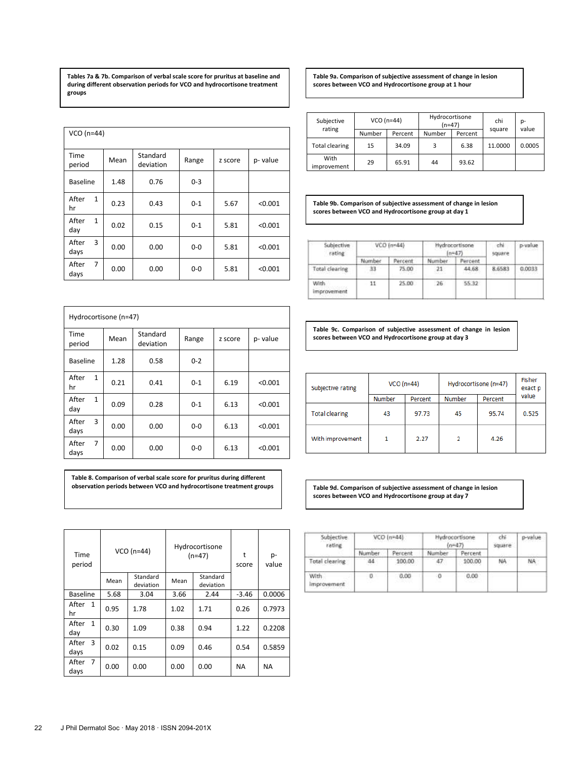**Tables 7a & 7b. Comparison of verbal scale score for pruritus at baseline and during different observation periods for VCO and hydrocortisone treatment groups**

| VCO (n=44) | | | | | |
|---|---|---|---|---|---|
| Time period | Mean | Standard deviation | Range | z score | p- value |
| Baseline | 1.48 | 0.76 | 0-3 | | |
| After 1 hr | 0.23 | 0.43 | 0-1 | 5.67 | <0.001 |
| After 1 day | 0.02 | 0.15 | 0-1 | 5.81 | <0.001 |
| After 3 days | 0.00 | 0.00 | 0-0 | 5.81 | <0.001 |
| After 7 days | 0.00 | 0.00 | 0-0 | 5.81 | <0.001 |

| Hydrocortisone (n=47) | | | | | |
|---|---|---|---|---|---|
| Time period | Mean | Standard deviation | Range | z score | p- value |
| Baseline | 1.28 | 0.58 | 0-2 | | |
| After 1 hr | 0.21 | 0.41 | 0-1 | 6.19 | <0.001 |
| After 1 day | 0.09 | 0.28 | 0-1 | 6.13 | <0.001 |
| After 3 days | 0.00 | 0.00 | 0-0 | 6.13 | <0.001 |
| After 7 days | 0.00 | 0.00 | 0-0 | 6.13 | <0.001 |

**Table 8. Comparison of verbal scale score for pruritus during different observation periods between VCO and hydrocortisone treatment groups**

| Time period | VCO (n=44) | | Hydrocortisone (n=47) | | t score | p-value |
|---|---|---|---|---|---|---|
| | Mean | Standard deviation | Mean | Standard deviation | | |
| Baseline | 5.68 | 3.04 | 3.66 | 2.44 | -3.46 | 0.0006 |
| After 1 hr | 0.95 | 1.78 | 1.02 | 1.71 | 0.26 | 0.7973 |
| After 1 day | 0.30 | 1.09 | 0.38 | 0.94 | 1.22 | 0.2208 |
| After 3 days | 0.02 | 0.15 | 0.09 | 0.46 | 0.54 | 0.5859 |
| After 7 days | 0.00 | 0.00 | 0.00 | 0.00 | NA | NA |

**Table 9a. Comparison of subjective assessment of change in lesion scores between VCO and Hydrocortisone group at 1 hour**

| Subjective rating | VCO (n=44) | | Hydrocortisone (n=47) | | chi square | p-value |
|---|---|---|---|---|---|---|
| | Number | Percent | Number | Percent | | |
| Total clearing | 15 | 34.09 | 3 | 6.38 | 11.0000 | 0.0005 |
| With improvement | 29 | 65.91 | 44 | 93.62 | | |

**Table 9b. Comparison of subjective assessment of change in lesion scores between VCO and Hydrocortisone group at day 1**

| Subjective rating | VCO (n=44) | | Hydrocortisone (n=47) | | chi square | p-value |
|---|---|---|---|---|---|---|
| | Number | Percent | Number | Percent | | |
| Total clearing | 33 | 75.00 | 21 | 44.68 | 8.6583 | 0.0033 |
| With improvement | 11 | 25.00 | 26 | 55.32 | | |

**Table 9c. Comparison of subjective assessment of change in lesion scores between VCO and Hydrocortisone group at day 3**

| Subjective rating | VCO (n=44) | | Hydrocortisone (n=47) | | Fisher exact p value |
|---|---|---|---|---|---|
| | Number | Percent | Number | Percent | |
| Total clearing | 43 | 97.73 | 45 | 95.74 | 0.525 |
| With improvement | 1 | 2.27 | 2 | 4.26 | |

**Table 9d. Comparison of subjective assessment of change in lesion scores between VCO and Hydrocortisone group at day 7**

| Subjective rating | VCO (n=44) | | Hydrocortisone (n=47) | | chi square | p-value |
|---|---|---|---|---|---|---|
| | Number | Percent | Number | Percent | | |
| Total clearing | 44 | 100.00 | 47 | 100.00 | NA | NA |
| With improvement | 0 | 0.00 | 0 | 0.00 | | |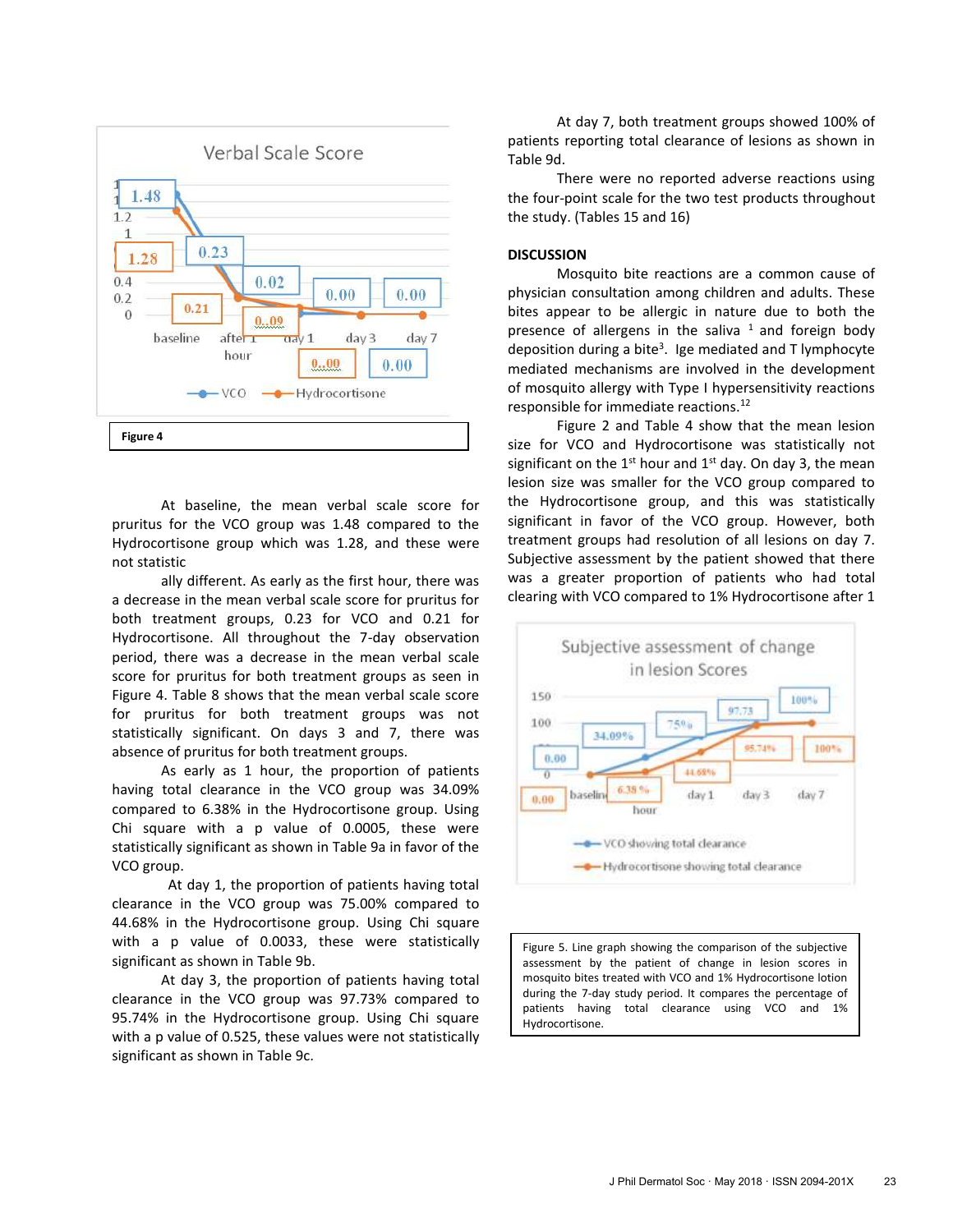Figure 4

At baseline, the mean verbal scale score for pruritus for the VCO group was 1.48 compared to the Hydrocortisone group which was 1.28, and these were not statistic

ally different. As early as the first hour, there was a decrease in the mean verbal scale score for pruritus for both treatment groups, 0.23 for VCO and 0.21 for Hydrocortisone. All throughout the 7-day observation period, there was a decrease in the mean verbal scale score for pruritus for both treatment groups as seen in Figure 4. Table 8 shows that the mean verbal scale score for pruritus for both treatment groups was not statistically significant. On days 3 and 7, there was absence of pruritus for both treatment groups.

As early as 1 hour, the proportion of patients having total clearance in the VCO group was 34.09% compared to 6.38% in the Hydrocortisone group. Using Chi square with a p value of 0.0005, these were statistically significant as shown in Table 9a in favor of the VCO group.

At day 1, the proportion of patients having total clearance in the VCO group was 75.00% compared to 44.68% in the Hydrocortisone group. Using Chi square with a p value of 0.0033, these were statistically significant as shown in Table 9b.

At day 3, the proportion of patients having total clearance in the VCO group was 97.73% compared to 95.74% in the Hydrocortisone group. Using Chi square with a p value of 0.525, these values were not statistically significant as shown in Table 9c.

At day 7, both treatment groups showed 100% of patients reporting total clearance of lesions as shown in Table 9d.

There were no reported adverse reactions using the four-point scale for the two test products throughout the study. (Tables 15 and 16)

## DISCUSSION

Mosquito bite reactions are a common cause of physician consultation among children and adults. These bites appear to be allergic in nature due to both the presence of allergens in the saliva [1] and foreign body deposition during a bite[3]. Ige mediated and T lymphocyte mediated mechanisms are involved in the development of mosquito allergy with Type I hypersensitivity reactions responsible for immediate reactions.[12]

Figure 2 and Table 4 show that the mean lesion size for VCO and Hydrocortisone was statistically not significant on the 1st hour and 1st day. On day 3, the mean lesion size was smaller for the VCO group compared to the Hydrocortisone group, and this was statistically significant in favor of the VCO group. However, both treatment groups had resolution of all lesions on day 7. Subjective assessment by the patient showed that there was a greater proportion of patients who had total clearing with VCO compared to 1% Hydrocortisone after 1

Figure 5. Line graph showing the comparison of the subjective assessment by the patient of change in lesion scores in mosquito bites treated with VCO and 1% Hydrocortisone lotion during the 7-day study period. It compares the percentage of patients having total clearance using VCO and 1% Hydrocortisone.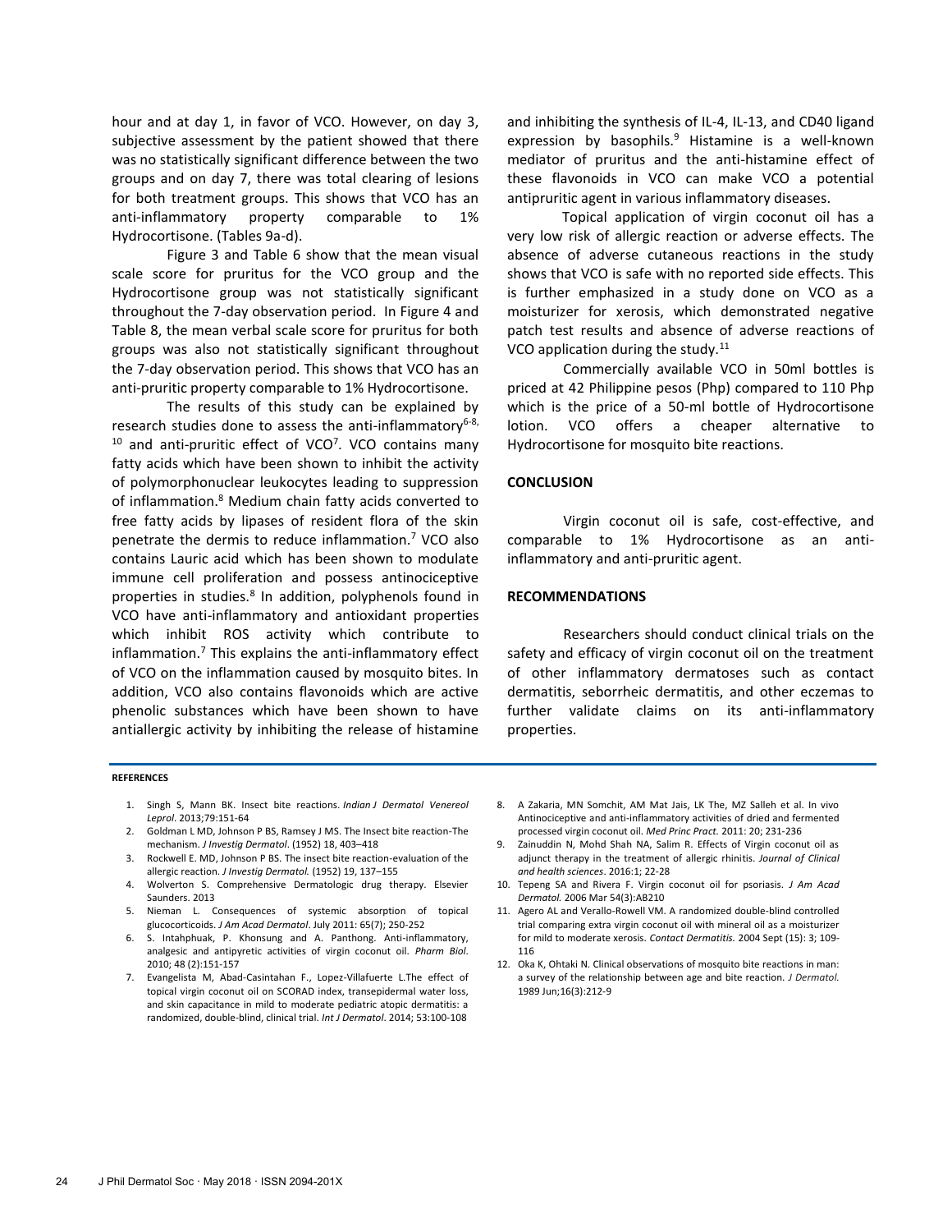hour and at day 1, in favor of VCO. However, on day 3, subjective assessment by the patient showed that there was no statistically significant difference between the two groups and on day 7, there was total clearing of lesions for both treatment groups. This shows that VCO has an anti-inflammatory property comparable to 1% Hydrocortisone. (Tables 9a-d).

Figure 3 and Table 6 show that the mean visual scale score for pruritus for the VCO group and the Hydrocortisone group was not statistically significant throughout the 7-day observation period. In Figure 4 and Table 8, the mean verbal scale score for pruritus for both groups was also not statistically significant throughout the 7-day observation period. This shows that VCO has an anti-pruritic property comparable to 1% Hydrocortisone.

The results of this study can be explained by research studies done to assess the anti-inflammatory[6-8, 10] and anti-pruritic effect of VCO[7]. VCO contains many fatty acids which have been shown to inhibit the activity of polymorphonuclear leukocytes leading to suppression of inflammation.[8] Medium chain fatty acids converted to free fatty acids by lipases of resident flora of the skin penetrate the dermis to reduce inflammation.[7] VCO also contains Lauric acid which has been shown to modulate immune cell proliferation and possess antinociceptive properties in studies.[8] In addition, polyphenols found in VCO have anti-inflammatory and antioxidant properties which inhibit ROS activity which contribute to inflammation.[7] This explains the anti-inflammatory effect of VCO on the inflammation caused by mosquito bites. In addition, VCO also contains flavonoids which are active phenolic substances which have been shown to have antiallergic activity by inhibiting the release of histamine and inhibiting the synthesis of IL-4, IL-13, and CD40 ligand expression by basophils.[9] Histamine is a well-known mediator of pruritus and the anti-histamine effect of these flavonoids in VCO can make VCO a potential antipruritic agent in various inflammatory diseases.

Topical application of virgin coconut oil has a very low risk of allergic reaction or adverse effects. The absence of adverse cutaneous reactions in the study shows that VCO is safe with no reported side effects. This is further emphasized in a study done on VCO as a moisturizer for xerosis, which demonstrated negative patch test results and absence of adverse reactions of VCO application during the study.[11]

Commercially available VCO in 50ml bottles is priced at 42 Philippine pesos (Php) compared to 110 Php which is the price of a 50-ml bottle of Hydrocortisone lotion. VCO offers a cheaper alternative to Hydrocortisone for mosquito bite reactions.

## CONCLUSION

Virgin coconut oil is safe, cost-effective, and comparable to 1% Hydrocortisone as an anti-inflammatory and anti-pruritic agent.

## RECOMMENDATIONS

Researchers should conduct clinical trials on the safety and efficacy of virgin coconut oil on the treatment of other inflammatory dermatoses such as contact dermatitis, seborrheic dermatitis, and other eczemas to further validate claims on its anti-inflammatory properties.

## REFERENCES

1. Singh S, Mann BK. Insect bite reactions. *Indian J Dermatol Venereol Leprol*. 2013;79:151-64
2. Goldman L MD, Johnson P BS, Ramsey J MS. The Insect bite reaction-The mechanism. *J Investig Dermatol*. (1952) 18, 403–418
3. Rockwell E. MD, Johnson P BS. The insect bite reaction-evaluation of the allergic reaction. *J Investig Dermatol.* (1952) 19, 137–155
4. Wolverton S. Comprehensive Dermatologic drug therapy. Elsevier Saunders. 2013
5. Nieman L. Consequences of systemic absorption of topical glucocorticoids. *J Am Acad Dermatol*. July 2011: 65(7); 250-252
6. S. Intahphuak, P. Khonsung and A. Panthong. Anti-inflammatory, analgesic and antipyretic activities of virgin coconut oil. *Pharm Biol*. 2010; 48 (2):151-157
7. Evangelista M, Abad-Casintahan F., Lopez-Villafuerte L.The effect of topical virgin coconut oil on SCORAD index, transepidermal water loss, and skin capacitance in mild to moderate pediatric atopic dermatitis: a randomized, double-blind, clinical trial. *Int J Dermatol*. 2014; 53:100-108
8. A Zakaria, MN Somchit, AM Mat Jais, LK The, MZ Salleh et al. In vivo Antinociceptive and anti-inflammatory activities of dried and fermented processed virgin coconut oil. *Med Princ Pract.* 2011: 20; 231-236
9. Zainuddin N, Mohd Shah NA, Salim R. Effects of Virgin coconut oil as adjunct therapy in the treatment of allergic rhinitis. *Journal of Clinical and health sciences*. 2016:1; 22-28
10. Tepeng SA and Rivera F. Virgin coconut oil for psoriasis. *J Am Acad Dermatol.* 2006 Mar 54(3):AB210
11. Agero AL and Verallo-Rowell VM. A randomized double-blind controlled trial comparing extra virgin coconut oil with mineral oil as a moisturizer for mild to moderate xerosis. *Contact Dermatitis.* 2004 Sept (15): 3; 109-116
12. Oka K, Ohtaki N. Clinical observations of mosquito bite reactions in man: a survey of the relationship between age and bite reaction. *J Dermatol.* 1989 Jun;16(3):212-9